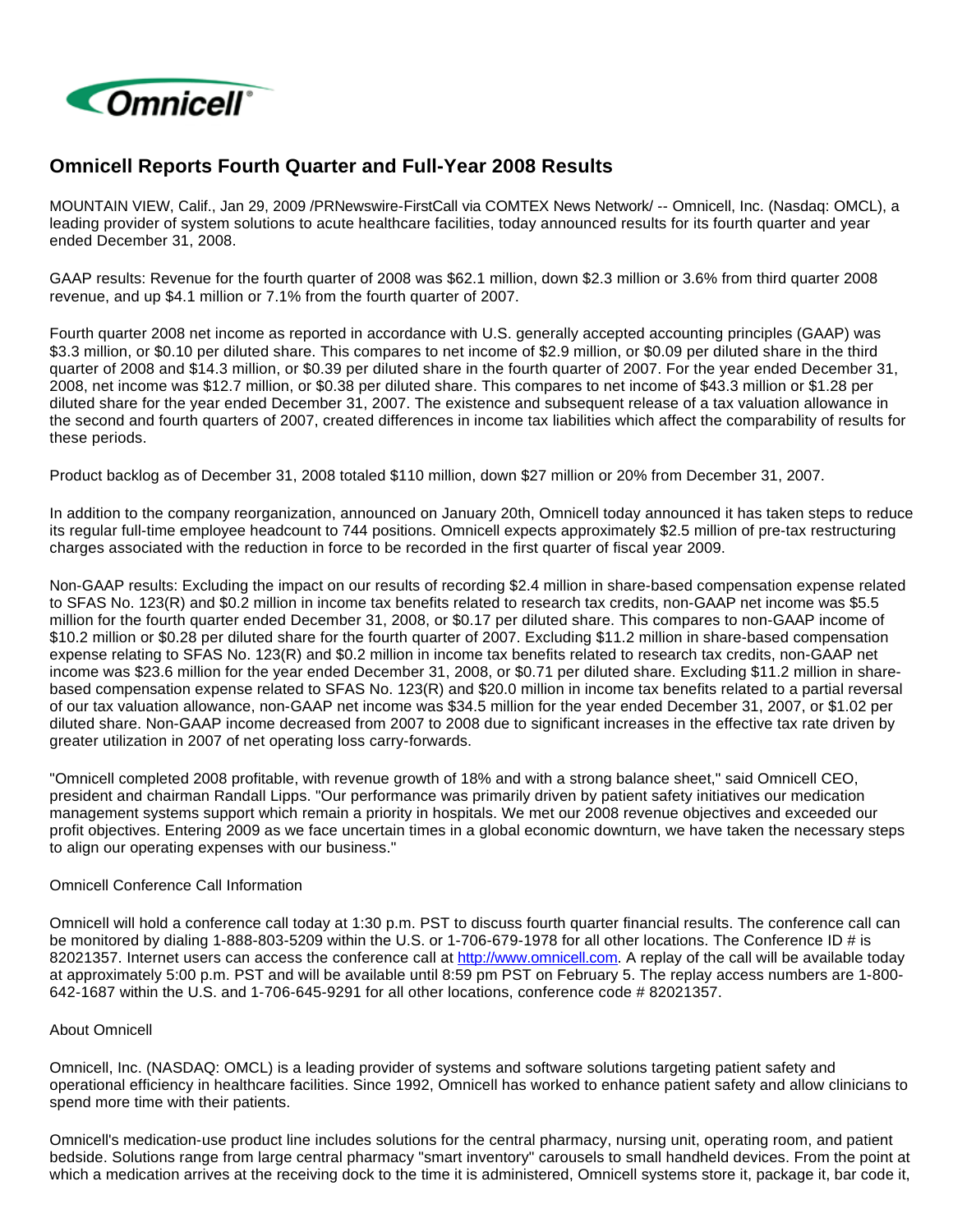# Omnicell Reports Fourth Quarter and Full-Year 2008 Results

MOUNTAIN VIEW, Calif., Jan 29, 2009 /PRNewswire-FirstCall via COMTEX News Network/ -- Omnicell, Inc. (Nasdaq: OMCL), a leading provider of system solutions to acute healthcare facilities, today announced results for its fourth quarter and year ended December 31, 2008.

GAAP results: Revenue for the fourth quarter of 2008 was $62.1 million, down $2.3 million or 3.6% from third quarter 2008 revenue, and up $4.1 million or 7.1% from the fourth quarter of 2007.

Fourth quarter 2008 net income as reported in accordance with U.S. generally accepted accounting principles (GAAP) was $3.3 million, or $0.10 per diluted share. This compares to net income of $2.9 million, or $0.09 per diluted share in the third quarter of 2008 and $14.3 million, or $0.39 per diluted share in the fourth quarter of 2007. For the year ended December 31, 2008, net income was $12.7 million, or $0.38 per diluted share. This compares to net income of $43.3 million or $1.28 per diluted share for the year ended December 31, 2007. The existence and subsequent release of a tax valuation allowance in the second and fourth quarters of 2007, created differences in income tax liabilities which affect the comparability of results for these periods.

Product backlog as of December 31, 2008 totaled $110 million, down $27 million or 20% from December 31, 2007.

In addition to the company reorganization, announced on January 20th, Omnicell today announced it has taken steps to reduce its regular full-time employee headcount to 744 positions. Omnicell expects approximately $2.5 million of pre-tax restructuring charges associated with the reduction in force to be recorded in the first quarter of fiscal year 2009.

Non-GAAP results: Excluding the impact on our results of recording $2.4 million in share-based compensation expense related to SFAS No. 123(R) and $0.2 million in income tax benefits related to research tax credits, non-GAAP net income was $5.5 million for the fourth quarter ended December 31, 2008, or $0.17 per diluted share. This compares to non-GAAP income of $10.2 million or $0.28 per diluted share for the fourth quarter of 2007. Excluding $11.2 million in share-based compensation expense relating to SFAS No. 123(R) and $0.2 million in income tax benefits related to research tax credits, non-GAAP net income was $23.6 million for the year ended December 31, 2008, or $0.71 per diluted share. Excluding $11.2 million in share-based compensation expense related to SFAS No. 123(R) and $20.0 million in income tax benefits related to a partial reversal of our tax valuation allowance, non-GAAP net income was $34.5 million for the year ended December 31, 2007, or $1.02 per diluted share. Non-GAAP income decreased from 2007 to 2008 due to significant increases in the effective tax rate driven by greater utilization in 2007 of net operating loss carry-forwards.

"Omnicell completed 2008 profitable, with revenue growth of 18% and with a strong balance sheet," said Omnicell CEO, president and chairman Randall Lipps. "Our performance was primarily driven by patient safety initiatives our medication management systems support which remain a priority in hospitals. We met our 2008 revenue objectives and exceeded our profit objectives. Entering 2009 as we face uncertain times in a global economic downturn, we have taken the necessary steps to align our operating expenses with our business."

Omnicell Conference Call Information

Omnicell will hold a conference call today at 1:30 p.m. PST to discuss fourth quarter financial results. The conference call can be monitored by dialing 1-888-803-5209 within the U.S. or 1-706-679-1978 for all other locations. The Conference ID # is 82021357. Internet users can access the conference call at http://www.omnicell.com. A replay of the call will be available today at approximately 5:00 p.m. PST and will be available until 8:59 pm PST on February 5. The replay access numbers are 1-800-642-1687 within the U.S. and 1-706-645-9291 for all other locations, conference code # 82021357.

About Omnicell

Omnicell, Inc. (NASDAQ: OMCL) is a leading provider of systems and software solutions targeting patient safety and operational efficiency in healthcare facilities. Since 1992, Omnicell has worked to enhance patient safety and allow clinicians to spend more time with their patients.

Omnicell's medication-use product line includes solutions for the central pharmacy, nursing unit, operating room, and patient bedside. Solutions range from large central pharmacy "smart inventory" carousels to small handheld devices. From the point at which a medication arrives at the receiving dock to the time it is administered, Omnicell systems store it, package it, bar code it,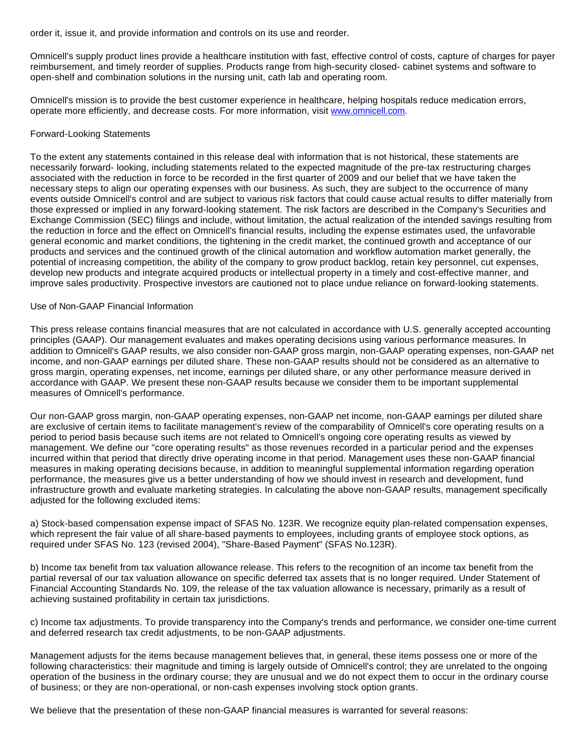order it, issue it, and provide information and controls on its use and reorder.

Omnicell's supply product lines provide a healthcare institution with fast, effective control of costs, capture of charges for payer reimbursement, and timely reorder of supplies. Products range from high-security closed- cabinet systems and software to open-shelf and combination solutions in the nursing unit, cath lab and operating room.

Omnicell's mission is to provide the best customer experience in healthcare, helping hospitals reduce medication errors, operate more efficiently, and decrease costs. For more information, visit [www.omnicell.com](http://www.omnicell.com).

Forward-Looking Statements

To the extent any statements contained in this release deal with information that is not historical, these statements are necessarily forward- looking, including statements related to the expected magnitude of the pre-tax restructuring charges associated with the reduction in force to be recorded in the first quarter of 2009 and our belief that we have taken the necessary steps to align our operating expenses with our business. As such, they are subject to the occurrence of many events outside Omnicell's control and are subject to various risk factors that could cause actual results to differ materially from those expressed or implied in any forward-looking statement. The risk factors are described in the Company's Securities and Exchange Commission (SEC) filings and include, without limitation, the actual realization of the intended savings resulting from the reduction in force and the effect on Omnicell's financial results, including the expense estimates used, the unfavorable general economic and market conditions, the tightening in the credit market, the continued growth and acceptance of our products and services and the continued growth of the clinical automation and workflow automation market generally, the potential of increasing competition, the ability of the company to grow product backlog, retain key personnel, cut expenses, develop new products and integrate acquired products or intellectual property in a timely and cost-effective manner, and improve sales productivity. Prospective investors are cautioned not to place undue reliance on forward-looking statements.

Use of Non-GAAP Financial Information

This press release contains financial measures that are not calculated in accordance with U.S. generally accepted accounting principles (GAAP). Our management evaluates and makes operating decisions using various performance measures. In addition to Omnicell's GAAP results, we also consider non-GAAP gross margin, non-GAAP operating expenses, non-GAAP net income, and non-GAAP earnings per diluted share. These non-GAAP results should not be considered as an alternative to gross margin, operating expenses, net income, earnings per diluted share, or any other performance measure derived in accordance with GAAP. We present these non-GAAP results because we consider them to be important supplemental measures of Omnicell's performance.

Our non-GAAP gross margin, non-GAAP operating expenses, non-GAAP net income, non-GAAP earnings per diluted share are exclusive of certain items to facilitate management's review of the comparability of Omnicell's core operating results on a period to period basis because such items are not related to Omnicell's ongoing core operating results as viewed by management. We define our "core operating results" as those revenues recorded in a particular period and the expenses incurred within that period that directly drive operating income in that period. Management uses these non-GAAP financial measures in making operating decisions because, in addition to meaningful supplemental information regarding operation performance, the measures give us a better understanding of how we should invest in research and development, fund infrastructure growth and evaluate marketing strategies. In calculating the above non-GAAP results, management specifically adjusted for the following excluded items:

a) Stock-based compensation expense impact of SFAS No. 123R. We recognize equity plan-related compensation expenses, which represent the fair value of all share-based payments to employees, including grants of employee stock options, as required under SFAS No. 123 (revised 2004), "Share-Based Payment" (SFAS No.123R).

b) Income tax benefit from tax valuation allowance release. This refers to the recognition of an income tax benefit from the partial reversal of our tax valuation allowance on specific deferred tax assets that is no longer required. Under Statement of Financial Accounting Standards No. 109, the release of the tax valuation allowance is necessary, primarily as a result of achieving sustained profitability in certain tax jurisdictions.

c) Income tax adjustments. To provide transparency into the Company's trends and performance, we consider one-time current and deferred research tax credit adjustments, to be non-GAAP adjustments.

Management adjusts for the items because management believes that, in general, these items possess one or more of the following characteristics: their magnitude and timing is largely outside of Omnicell's control; they are unrelated to the ongoing operation of the business in the ordinary course; they are unusual and we do not expect them to occur in the ordinary course of business; or they are non-operational, or non-cash expenses involving stock option grants.

We believe that the presentation of these non-GAAP financial measures is warranted for several reasons: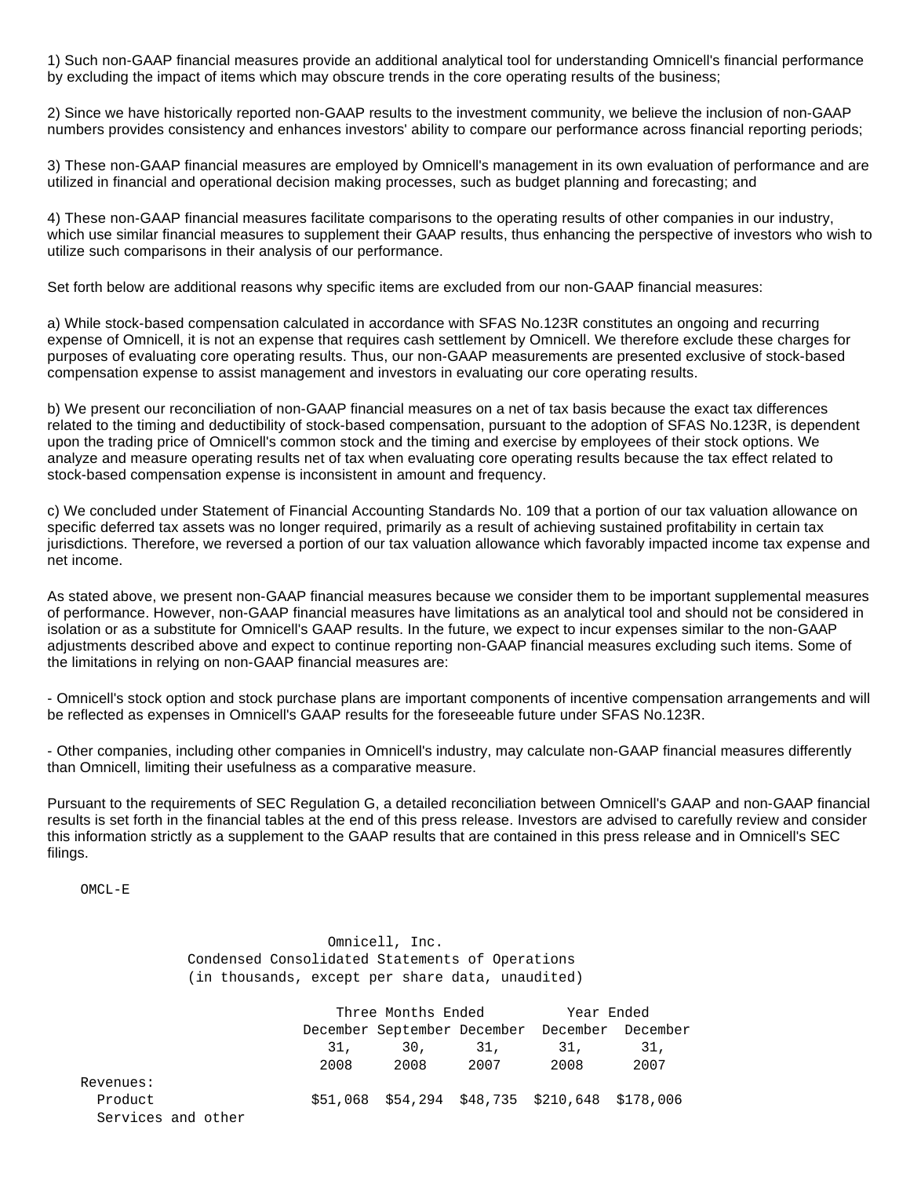1) Such non-GAAP financial measures provide an additional analytical tool for understanding Omnicell's financial performance by excluding the impact of items which may obscure trends in the core operating results of the business;

2) Since we have historically reported non-GAAP results to the investment community, we believe the inclusion of non-GAAP numbers provides consistency and enhances investors' ability to compare our performance across financial reporting periods;

3) These non-GAAP financial measures are employed by Omnicell's management in its own evaluation of performance and are utilized in financial and operational decision making processes, such as budget planning and forecasting; and

4) These non-GAAP financial measures facilitate comparisons to the operating results of other companies in our industry, which use similar financial measures to supplement their GAAP results, thus enhancing the perspective of investors who wish to utilize such comparisons in their analysis of our performance.

Set forth below are additional reasons why specific items are excluded from our non-GAAP financial measures:

a) While stock-based compensation calculated in accordance with SFAS No.123R constitutes an ongoing and recurring expense of Omnicell, it is not an expense that requires cash settlement by Omnicell. We therefore exclude these charges for purposes of evaluating core operating results. Thus, our non-GAAP measurements are presented exclusive of stock-based compensation expense to assist management and investors in evaluating our core operating results.

b) We present our reconciliation of non-GAAP financial measures on a net of tax basis because the exact tax differences related to the timing and deductibility of stock-based compensation, pursuant to the adoption of SFAS No.123R, is dependent upon the trading price of Omnicell's common stock and the timing and exercise by employees of their stock options. We analyze and measure operating results net of tax when evaluating core operating results because the tax effect related to stock-based compensation expense is inconsistent in amount and frequency.

c) We concluded under Statement of Financial Accounting Standards No. 109 that a portion of our tax valuation allowance on specific deferred tax assets was no longer required, primarily as a result of achieving sustained profitability in certain tax jurisdictions. Therefore, we reversed a portion of our tax valuation allowance which favorably impacted income tax expense and net income.

As stated above, we present non-GAAP financial measures because we consider them to be important supplemental measures of performance. However, non-GAAP financial measures have limitations as an analytical tool and should not be considered in isolation or as a substitute for Omnicell's GAAP results. In the future, we expect to incur expenses similar to the non-GAAP adjustments described above and expect to continue reporting non-GAAP financial measures excluding such items. Some of the limitations in relying on non-GAAP financial measures are:

- Omnicell's stock option and stock purchase plans are important components of incentive compensation arrangements and will be reflected as expenses in Omnicell's GAAP results for the foreseeable future under SFAS No.123R.

- Other companies, including other companies in Omnicell's industry, may calculate non-GAAP financial measures differently than Omnicell, limiting their usefulness as a comparative measure.

Pursuant to the requirements of SEC Regulation G, a detailed reconciliation between Omnicell's GAAP and non-GAAP financial results is set forth in the financial tables at the end of this press release. Investors are advised to carefully review and consider this information strictly as a supplement to the GAAP results that are contained in this press release and in Omnicell's SEC filings.

OMCL-E

Omnicell, Inc.
Condensed Consolidated Statements of Operations
(in thousands, except per share data, unaudited)

| | Three Months Ended | | | Year Ended | |
|---|---|---|---|---|---|
| | December 31, 2008 | September 30, 2008 | December 31, 2007 | December 31, 2008 | December 31, 2007 |
| Revenues: | | | | | |
| Product | $51,068 | $54,294 | $48,735 | $210,648 | $178,006 |
| Services and other | | | | | |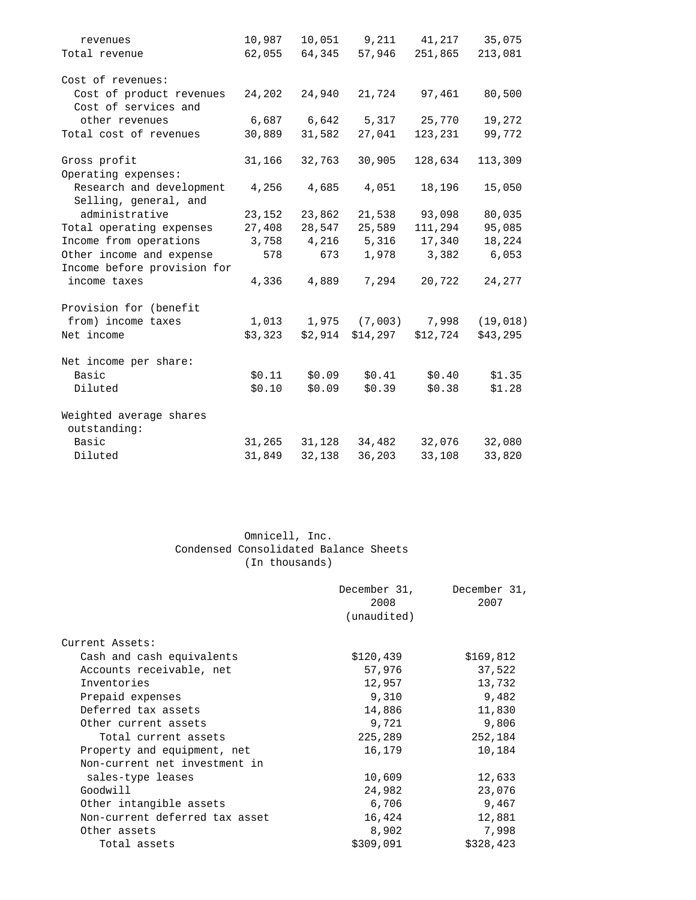| | | | | | |
|---|---|---|---|---|---|
| revenues | 10,987 | 10,051 | 9,211 | 41,217 | 35,075 |
| Total revenue | 62,055 | 64,345 | 57,946 | 251,865 | 213,081 |
| | | | | | |
| Cost of revenues: | | | | | |
| Cost of product revenues | 24,202 | 24,940 | 21,724 | 97,461 | 80,500 |
| Cost of services and other revenues | 6,687 | 6,642 | 5,317 | 25,770 | 19,272 |
| Total cost of revenues | 30,889 | 31,582 | 27,041 | 123,231 | 99,772 |
| | | | | | |
| Gross profit | 31,166 | 32,763 | 30,905 | 128,634 | 113,309 |
| Operating expenses: | | | | | |
| Research and development | 4,256 | 4,685 | 4,051 | 18,196 | 15,050 |
| Selling, general, and administrative | 23,152 | 23,862 | 21,538 | 93,098 | 80,035 |
| Total operating expenses | 27,408 | 28,547 | 25,589 | 111,294 | 95,085 |
| Income from operations | 3,758 | 4,216 | 5,316 | 17,340 | 18,224 |
| Other income and expense | 578 | 673 | 1,978 | 3,382 | 6,053 |
| Income before provision for income taxes | 4,336 | 4,889 | 7,294 | 20,722 | 24,277 |
| | | | | | |
| Provision for (benefit from) income taxes | 1,013 | 1,975 | (7,003) | 7,998 | (19,018) |
| Net income | $3,323 | $2,914 | $14,297 | $12,724 | $43,295 |
| | | | | | |
| Net income per share: | | | | | |
| Basic | $0.11 | $0.09 | $0.41 | $0.40 | $1.35 |
| Diluted | $0.10 | $0.09 | $0.39 | $0.38 | $1.28 |
| | | | | | |
| Weighted average shares outstanding: | | | | | |
| Basic | 31,265 | 31,128 | 34,482 | 32,076 | 32,080 |
| Diluted | 31,849 | 32,138 | 36,203 | 33,108 | 33,820 |

Omnicell, Inc.
Condensed Consolidated Balance Sheets
(In thousands)

| | December 31, 2008 (unaudited) | December 31, 2007 |
|---|---|---|
| Current Assets: | | |
| Cash and cash equivalents | $120,439 | $169,812 |
| Accounts receivable, net | 57,976 | 37,522 |
| Inventories | 12,957 | 13,732 |
| Prepaid expenses | 9,310 | 9,482 |
| Deferred tax assets | 14,886 | 11,830 |
| Other current assets | 9,721 | 9,806 |
| Total current assets | 225,289 | 252,184 |
| Property and equipment, net | 16,179 | 10,184 |
| Non-current net investment in sales-type leases | 10,609 | 12,633 |
| Goodwill | 24,982 | 23,076 |
| Other intangible assets | 6,706 | 9,467 |
| Non-current deferred tax asset | 16,424 | 12,881 |
| Other assets | 8,902 | 7,998 |
| Total assets | $309,091 | $328,423 |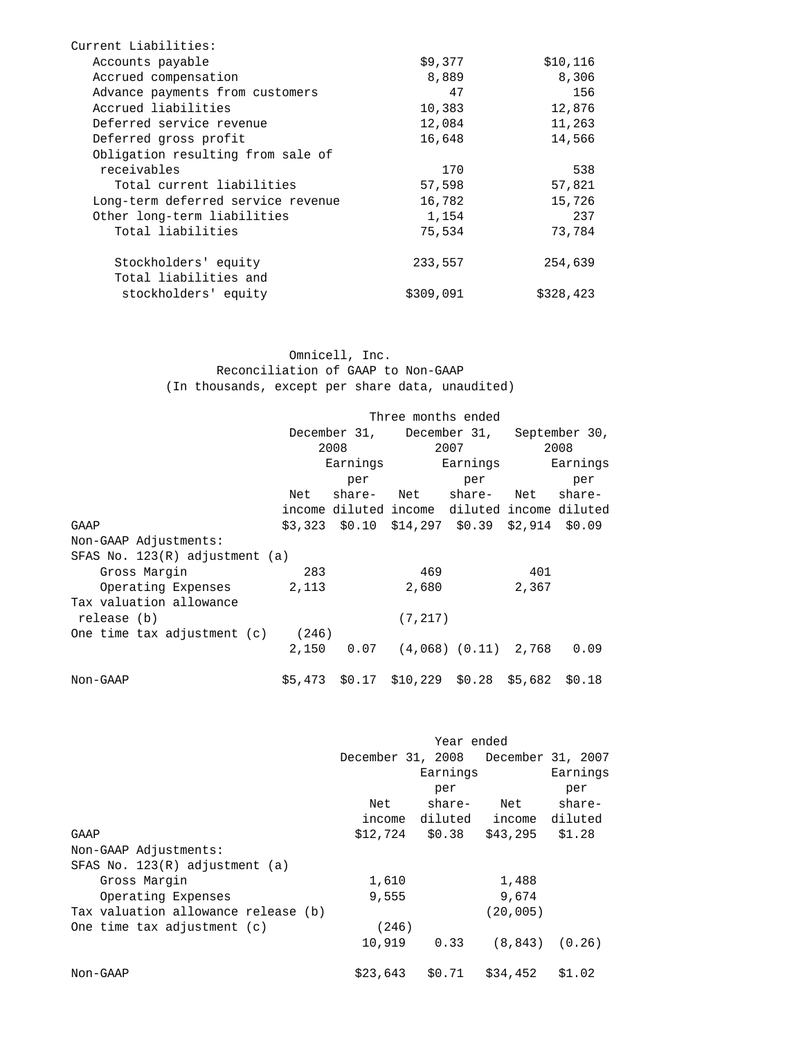| | | |
|---|---|---|
| Current Liabilities: | | |
| Accounts payable | $9,377 | $10,116 |
| Accrued compensation | 8,889 | 8,306 |
| Advance payments from customers | 47 | 156 |
| Accrued liabilities | 10,383 | 12,876 |
| Deferred service revenue | 12,084 | 11,263 |
| Deferred gross profit | 16,648 | 14,566 |
| Obligation resulting from sale of receivables | 170 | 538 |
| Total current liabilities | 57,598 | 57,821 |
| Long-term deferred service revenue | 16,782 | 15,726 |
| Other long-term liabilities | 1,154 | 237 |
| Total liabilities | 75,534 | 73,784 |
| | | |
| Stockholders' equity | 233,557 | 254,639 |
| Total liabilities and stockholders' equity | $309,091 | $328,423 |

Omnicell, Inc.
Reconciliation of GAAP to Non-GAAP
(In thousands, except per share data, unaudited)

| | Three months ended | | | | | |
|---|---|---|---|---|---|---|
| | December 31, 2008 | | December 31, 2007 | | September 30, 2008 | |
| | Net income | Earnings per share-diluted | Net income | Earnings per share-diluted | Net income | Earnings per share-diluted |
| GAAP | $3,323 | $0.10 | $14,297 | $0.39 | $2,914 | $0.09 |
| Non-GAAP Adjustments: | | | | | | |
| SFAS No. 123(R) adjustment (a) | | | | | | |
| Gross Margin | 283 | | 469 | | 401 | |
| Operating Expenses | 2,113 | | 2,680 | | 2,367 | |
| Tax valuation allowance release (b) | | | (7,217) | | | |
| One time tax adjustment (c) | (246) | | | | | |
| | 2,150 | 0.07 | (4,068) | (0.11) | 2,768 | 0.09 |
| | | | | | | |
| Non-GAAP | $5,473 | $0.17 | $10,229 | $0.28 | $5,682 | $0.18 |

| | Year ended | | | |
|---|---|---|---|---|
| | December 31, 2008 | | December 31, 2007 | |
| | Net income | Earnings per share-diluted | Net income | Earnings per share-diluted |
| GAAP | $12,724 | $0.38 | $43,295 | $1.28 |
| Non-GAAP Adjustments: | | | | |
| SFAS No. 123(R) adjustment (a) | | | | |
| Gross Margin | 1,610 | | 1,488 | |
| Operating Expenses | 9,555 | | 9,674 | |
| Tax valuation allowance release (b) | | | (20,005) | |
| One time tax adjustment (c) | (246) | | | |
| | 10,919 | 0.33 | (8,843) | (0.26) |
| | | | | |
| Non-GAAP | $23,643 | $0.71 | $34,452 | $1.02 |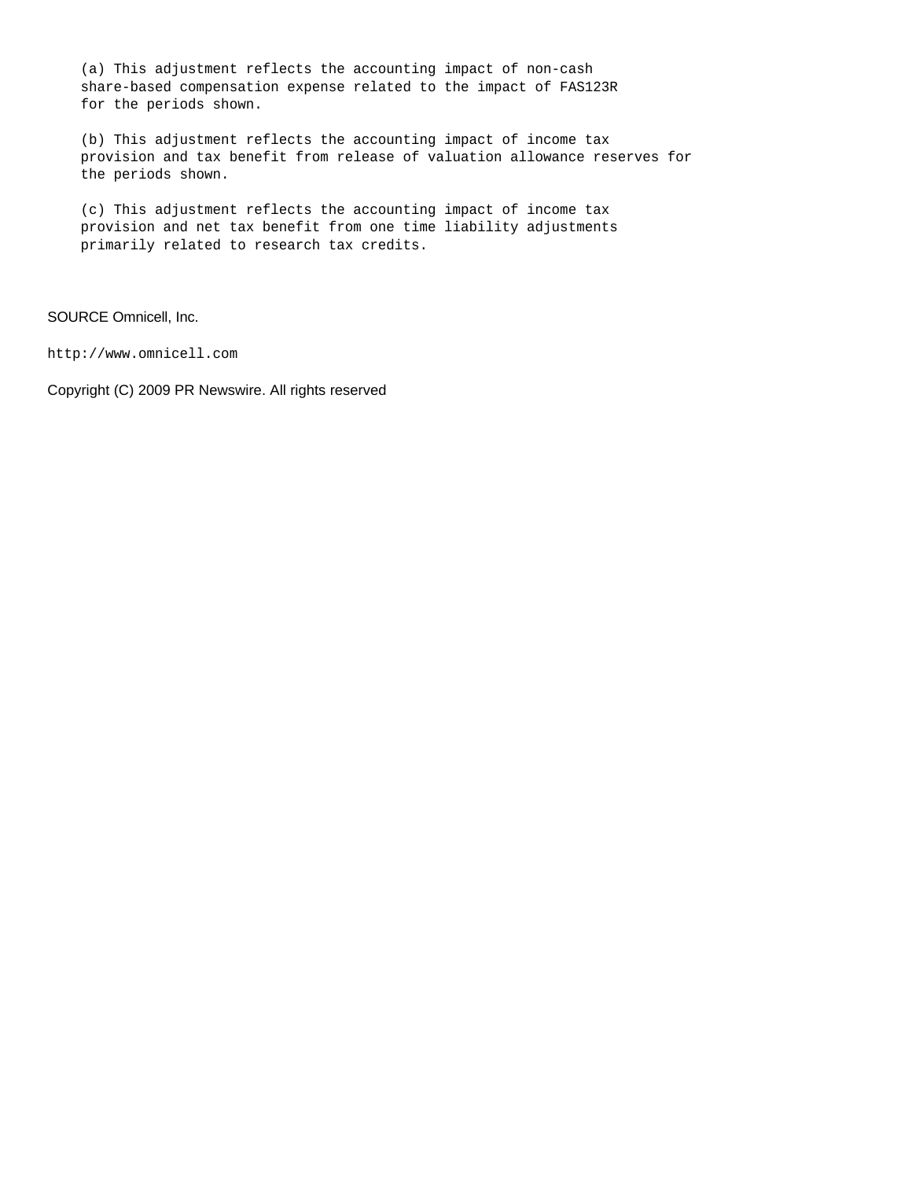(a) This adjustment reflects the accounting impact of non-cash share-based compensation expense related to the impact of FAS123R for the periods shown.

(b) This adjustment reflects the accounting impact of income tax provision and tax benefit from release of valuation allowance reserves for the periods shown.

(c) This adjustment reflects the accounting impact of income tax provision and net tax benefit from one time liability adjustments primarily related to research tax credits.

SOURCE Omnicell, Inc.

http://www.omnicell.com

Copyright (C) 2009 PR Newswire. All rights reserved